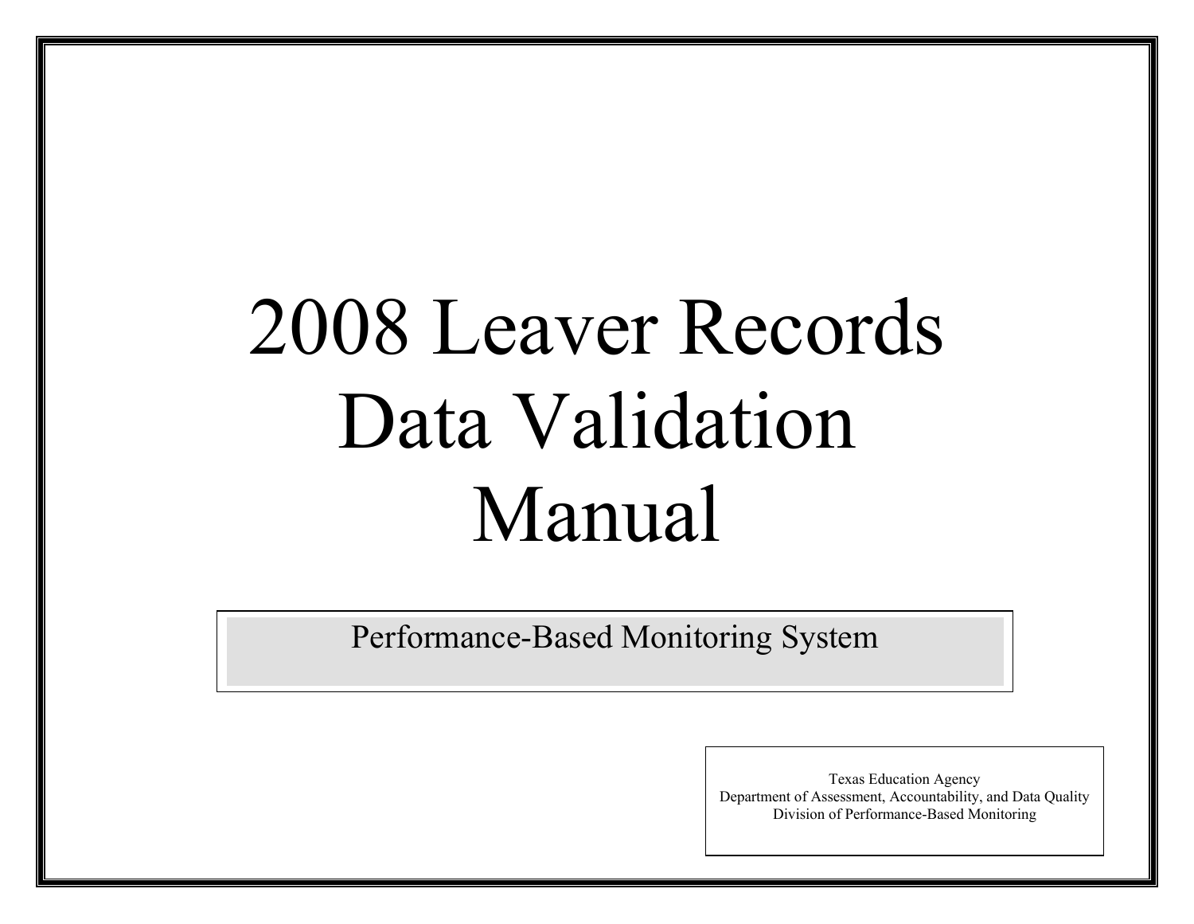# 2008 Leaver Records Data Validation Manual

Performance-Based Monitoring System

Texas Education Agency
Department of Assessment, Accountability, and Data Quality
Division of Performance-Based Monitoring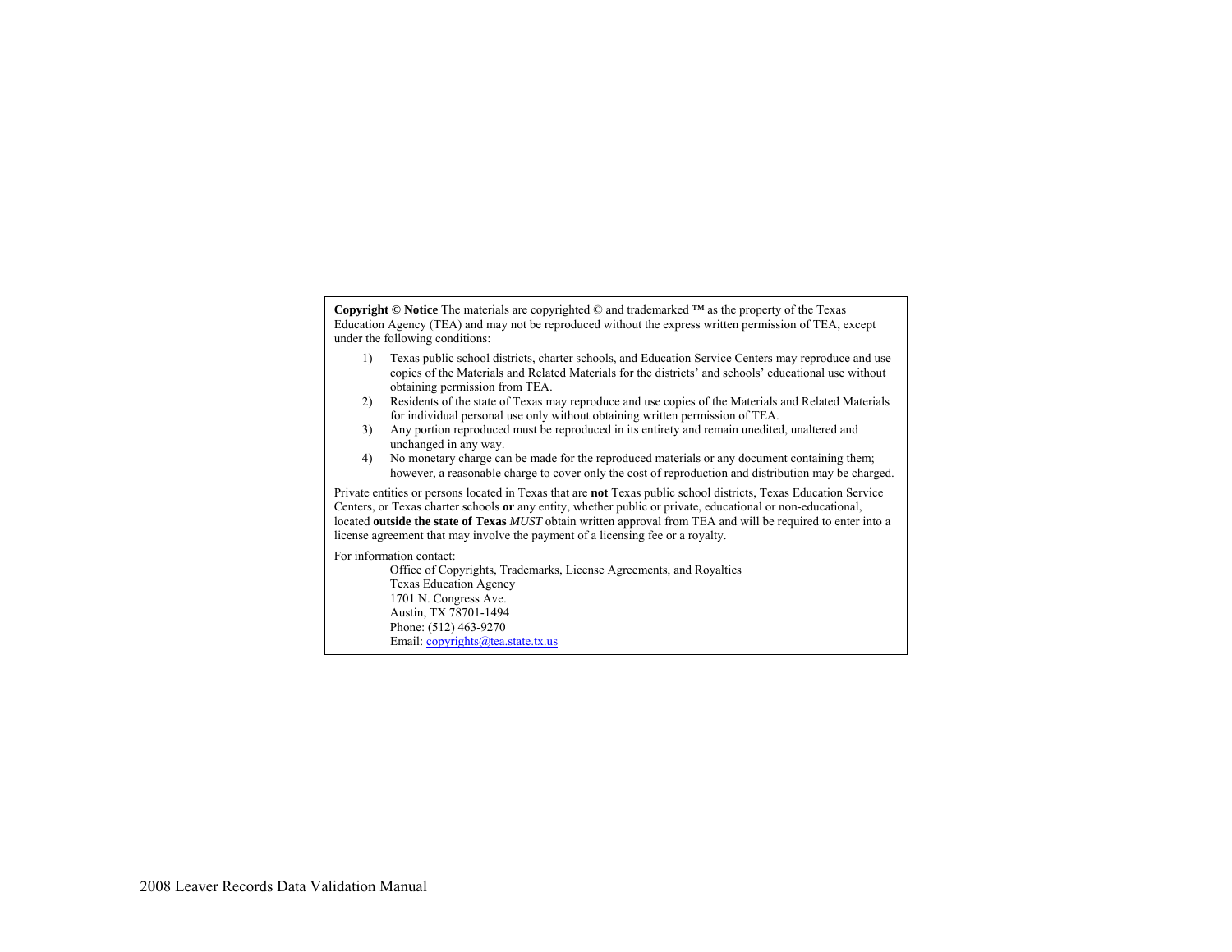**Copyright © Notice** The materials are copyrighted © and trademarked ™ as the property of the Texas Education Agency (TEA) and may not be reproduced without the express written permission of TEA, except under the following conditions:

1) Texas public school districts, charter schools, and Education Service Centers may reproduce and use copies of the Materials and Related Materials for the districts' and schools' educational use without obtaining permission from TEA.
2) Residents of the state of Texas may reproduce and use copies of the Materials and Related Materials for individual personal use only without obtaining written permission of TEA.
3) Any portion reproduced must be reproduced in its entirety and remain unedited, unaltered and unchanged in any way.
4) No monetary charge can be made for the reproduced materials or any document containing them; however, a reasonable charge to cover only the cost of reproduction and distribution may be charged.

Private entities or persons located in Texas that are **not** Texas public school districts, Texas Education Service Centers, or Texas charter schools **or** any entity, whether public or private, educational or non-educational, located **outside the state of Texas** *MUST* obtain written approval from TEA and will be required to enter into a license agreement that may involve the payment of a licensing fee or a royalty.

For information contact:

Office of Copyrights, Trademarks, License Agreements, and Royalties
Texas Education Agency
1701 N. Congress Ave.
Austin, TX 78701-1494
Phone: (512) 463-9270
Email: copyrights@tea.state.tx.us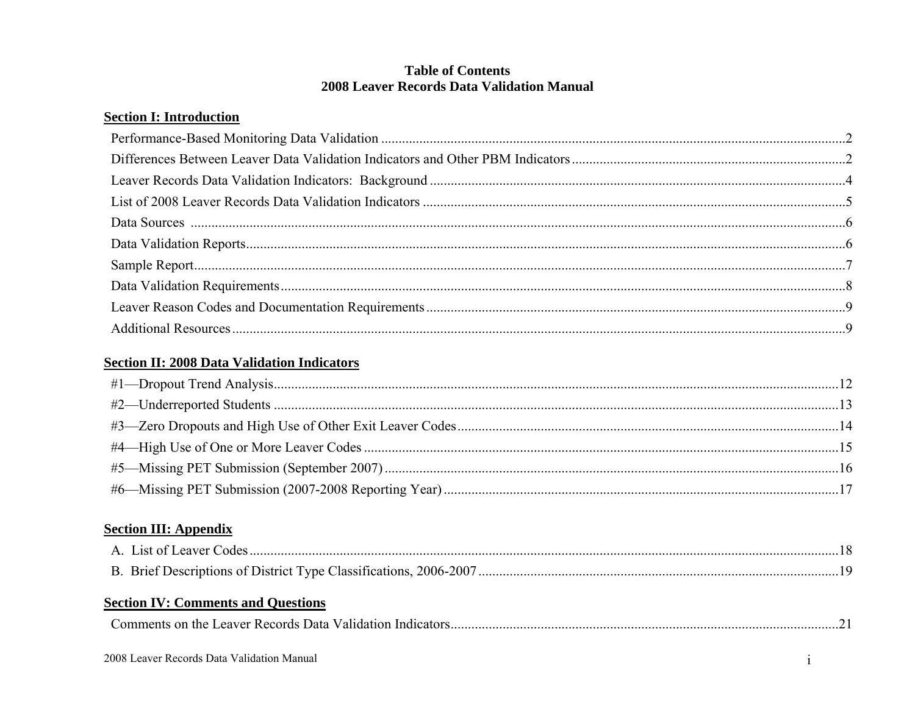# Table of Contents
## 2008 Leaver Records Data Validation Manual

**Section I: Introduction**

- Performance-Based Monitoring Data Validation ....................................2
- Differences Between Leaver Data Validation Indicators and Other PBM Indicators ....................................2
- Leaver Records Data Validation Indicators: Background ....................................4
- List of 2008 Leaver Records Data Validation Indicators ....................................5
- Data Sources ....................................6
- Data Validation Reports....................................6
- Sample Report....................................7
- Data Validation Requirements....................................8
- Leaver Reason Codes and Documentation Requirements....................................9
- Additional Resources....................................9

**Section II: 2008 Data Validation Indicators**

- #1—Dropout Trend Analysis....................................12
- #2—Underreported Students ....................................13
- #3—Zero Dropouts and High Use of Other Exit Leaver Codes....................................14
- #4—High Use of One or More Leaver Codes ....................................15
- #5—Missing PET Submission (September 2007) ....................................16
- #6—Missing PET Submission (2007-2008 Reporting Year) ....................................17

**Section III: Appendix**

- A. List of Leaver Codes....................................18
- B. Brief Descriptions of District Type Classifications, 2006-2007....................................19

**Section IV: Comments and Questions**

- Comments on the Leaver Records Data Validation Indicators....................................21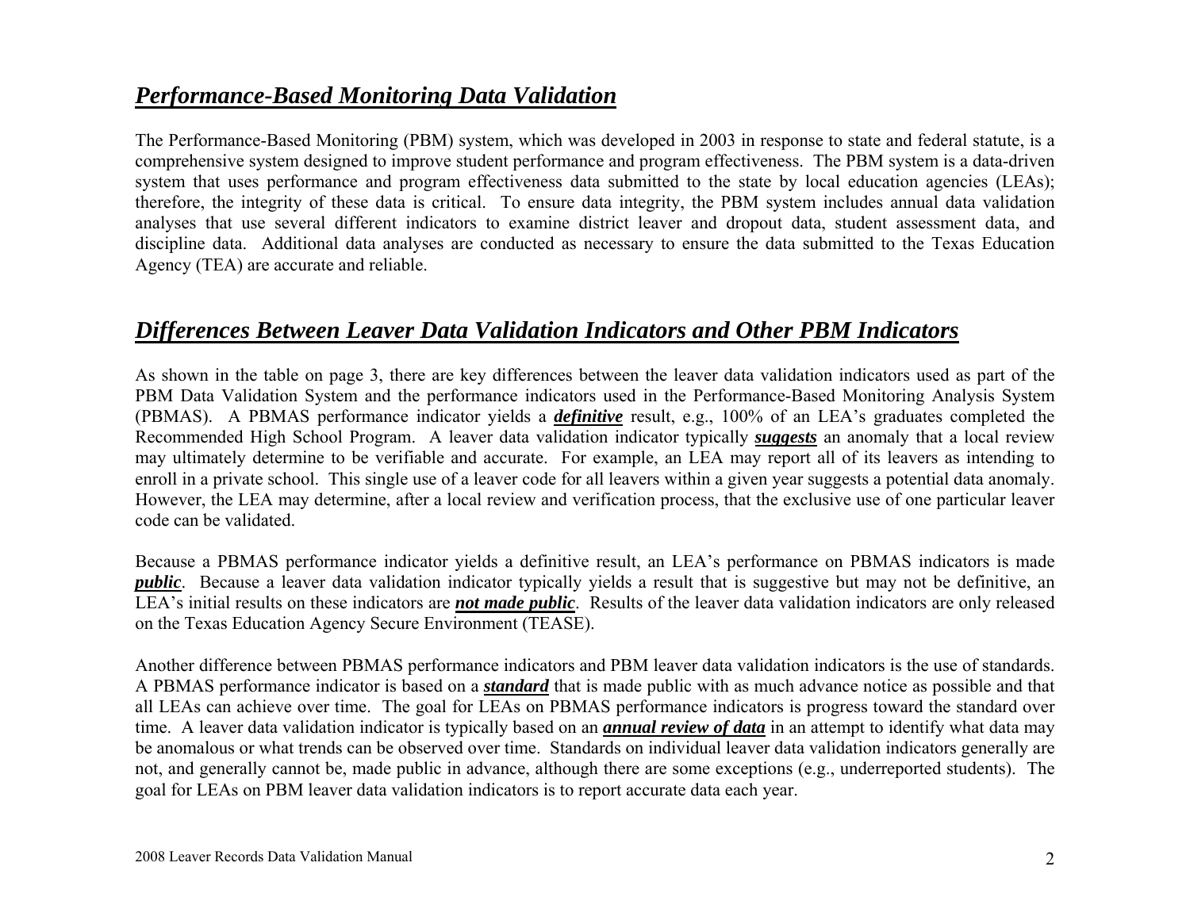## *Performance-Based Monitoring Data Validation*

The Performance-Based Monitoring (PBM) system, which was developed in 2003 in response to state and federal statute, is a comprehensive system designed to improve student performance and program effectiveness. The PBM system is a data-driven system that uses performance and program effectiveness data submitted to the state by local education agencies (LEAs); therefore, the integrity of these data is critical. To ensure data integrity, the PBM system includes annual data validation analyses that use several different indicators to examine district leaver and dropout data, student assessment data, and discipline data. Additional data analyses are conducted as necessary to ensure the data submitted to the Texas Education Agency (TEA) are accurate and reliable.

## *Differences Between Leaver Data Validation Indicators and Other PBM Indicators*

As shown in the table on page 3, there are key differences between the leaver data validation indicators used as part of the PBM Data Validation System and the performance indicators used in the Performance-Based Monitoring Analysis System (PBMAS). A PBMAS performance indicator yields a ***definitive*** result, e.g., 100% of an LEA's graduates completed the Recommended High School Program. A leaver data validation indicator typically ***suggests*** an anomaly that a local review may ultimately determine to be verifiable and accurate. For example, an LEA may report all of its leavers as intending to enroll in a private school. This single use of a leaver code for all leavers within a given year suggests a potential data anomaly. However, the LEA may determine, after a local review and verification process, that the exclusive use of one particular leaver code can be validated.

Because a PBMAS performance indicator yields a definitive result, an LEA's performance on PBMAS indicators is made ***public***. Because a leaver data validation indicator typically yields a result that is suggestive but may not be definitive, an LEA's initial results on these indicators are ***not made public***. Results of the leaver data validation indicators are only released on the Texas Education Agency Secure Environment (TEASE).

Another difference between PBMAS performance indicators and PBM leaver data validation indicators is the use of standards. A PBMAS performance indicator is based on a ***standard*** that is made public with as much advance notice as possible and that all LEAs can achieve over time. The goal for LEAs on PBMAS performance indicators is progress toward the standard over time. A leaver data validation indicator is typically based on an ***annual review of data*** in an attempt to identify what data may be anomalous or what trends can be observed over time. Standards on individual leaver data validation indicators generally are not, and generally cannot be, made public in advance, although there are some exceptions (e.g., underreported students). The goal for LEAs on PBM leaver data validation indicators is to report accurate data each year.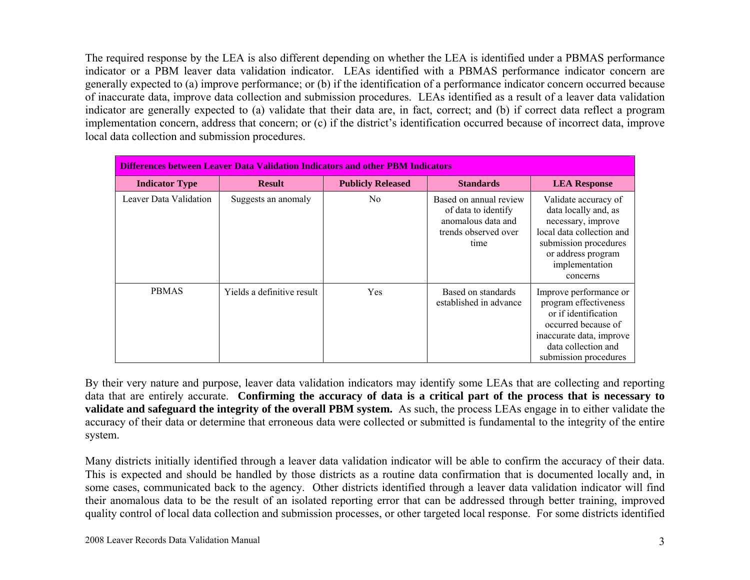The required response by the LEA is also different depending on whether the LEA is identified under a PBMAS performance indicator or a PBM leaver data validation indicator. LEAs identified with a PBMAS performance indicator concern are generally expected to (a) improve performance; or (b) if the identification of a performance indicator concern occurred because of inaccurate data, improve data collection and submission procedures. LEAs identified as a result of a leaver data validation indicator are generally expected to (a) validate that their data are, in fact, correct; and (b) if correct data reflect a program implementation concern, address that concern; or (c) if the district's identification occurred because of incorrect data, improve local data collection and submission procedures.

| **Differences between Leaver Data Validation Indicators and other PBM Indicators** | | | | |
|---|---|---|---|---|
| **Indicator Type** | **Result** | **Publicly Released** | **Standards** | **LEA Response** |
| Leaver Data Validation | Suggests an anomaly | No | Based on annual review of data to identify anomalous data and trends observed over time | Validate accuracy of data locally and, as necessary, improve local data collection and submission procedures or address program implementation concerns |
| PBMAS | Yields a definitive result | Yes | Based on standards established in advance | Improve performance or program effectiveness or if identification occurred because of inaccurate data, improve data collection and submission procedures |

By their very nature and purpose, leaver data validation indicators may identify some LEAs that are collecting and reporting data that are entirely accurate. **Confirming the accuracy of data is a critical part of the process that is necessary to validate and safeguard the integrity of the overall PBM system.** As such, the process LEAs engage in to either validate the accuracy of their data or determine that erroneous data were collected or submitted is fundamental to the integrity of the entire system.

Many districts initially identified through a leaver data validation indicator will be able to confirm the accuracy of their data. This is expected and should be handled by those districts as a routine data confirmation that is documented locally and, in some cases, communicated back to the agency. Other districts identified through a leaver data validation indicator will find their anomalous data to be the result of an isolated reporting error that can be addressed through better training, improved quality control of local data collection and submission processes, or other targeted local response. For some districts identified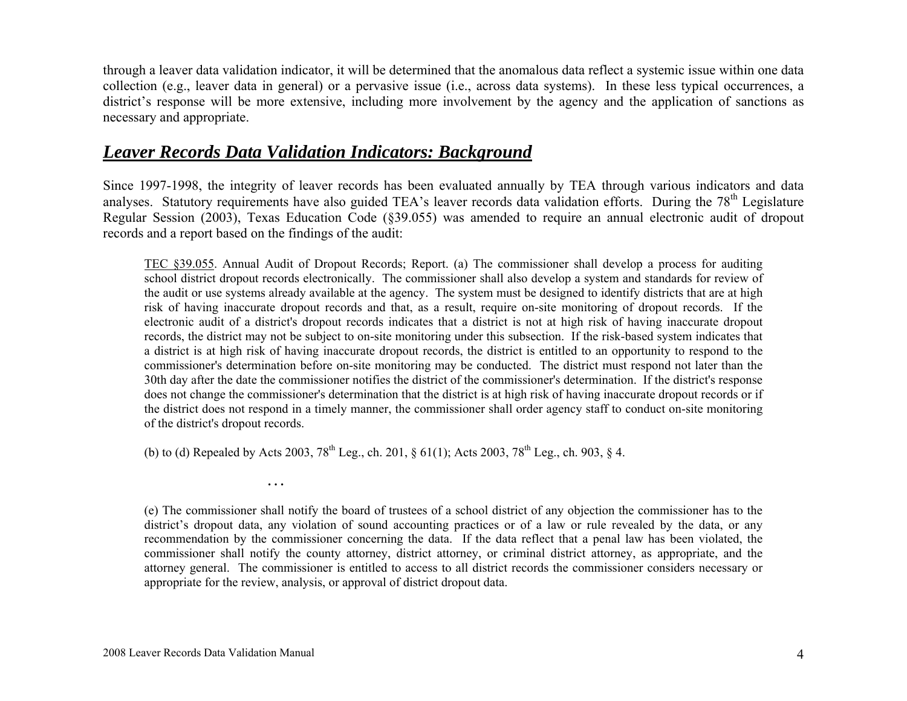through a leaver data validation indicator, it will be determined that the anomalous data reflect a systemic issue within one data collection (e.g., leaver data in general) or a pervasive issue (i.e., across data systems). In these less typical occurrences, a district's response will be more extensive, including more involvement by the agency and the application of sanctions as necessary and appropriate.

## ***Leaver Records Data Validation Indicators: Background***

Since 1997-1998, the integrity of leaver records has been evaluated annually by TEA through various indicators and data analyses. Statutory requirements have also guided TEA's leaver records data validation efforts. During the 78th Legislature Regular Session (2003), Texas Education Code (§39.055) was amended to require an annual electronic audit of dropout records and a report based on the findings of the audit:

> TEC §39.055. Annual Audit of Dropout Records; Report. (a) The commissioner shall develop a process for auditing school district dropout records electronically. The commissioner shall also develop a system and standards for review of the audit or use systems already available at the agency. The system must be designed to identify districts that are at high risk of having inaccurate dropout records and that, as a result, require on-site monitoring of dropout records. If the electronic audit of a district's dropout records indicates that a district is not at high risk of having inaccurate dropout records, the district may not be subject to on-site monitoring under this subsection. If the risk-based system indicates that a district is at high risk of having inaccurate dropout records, the district is entitled to an opportunity to respond to the commissioner's determination before on-site monitoring may be conducted. The district must respond not later than the 30th day after the date the commissioner notifies the district of the commissioner's determination. If the district's response does not change the commissioner's determination that the district is at high risk of having inaccurate dropout records or if the district does not respond in a timely manner, the commissioner shall order agency staff to conduct on-site monitoring of the district's dropout records.
>
> (b) to (d) Repealed by Acts 2003, 78th Leg., ch. 201, § 61(1); Acts 2003, 78th Leg., ch. 903, § 4.
>
> …
>
> (e) The commissioner shall notify the board of trustees of a school district of any objection the commissioner has to the district's dropout data, any violation of sound accounting practices or of a law or rule revealed by the data, or any recommendation by the commissioner concerning the data. If the data reflect that a penal law has been violated, the commissioner shall notify the county attorney, district attorney, or criminal district attorney, as appropriate, and the attorney general. The commissioner is entitled to access to all district records the commissioner considers necessary or appropriate for the review, analysis, or approval of district dropout data.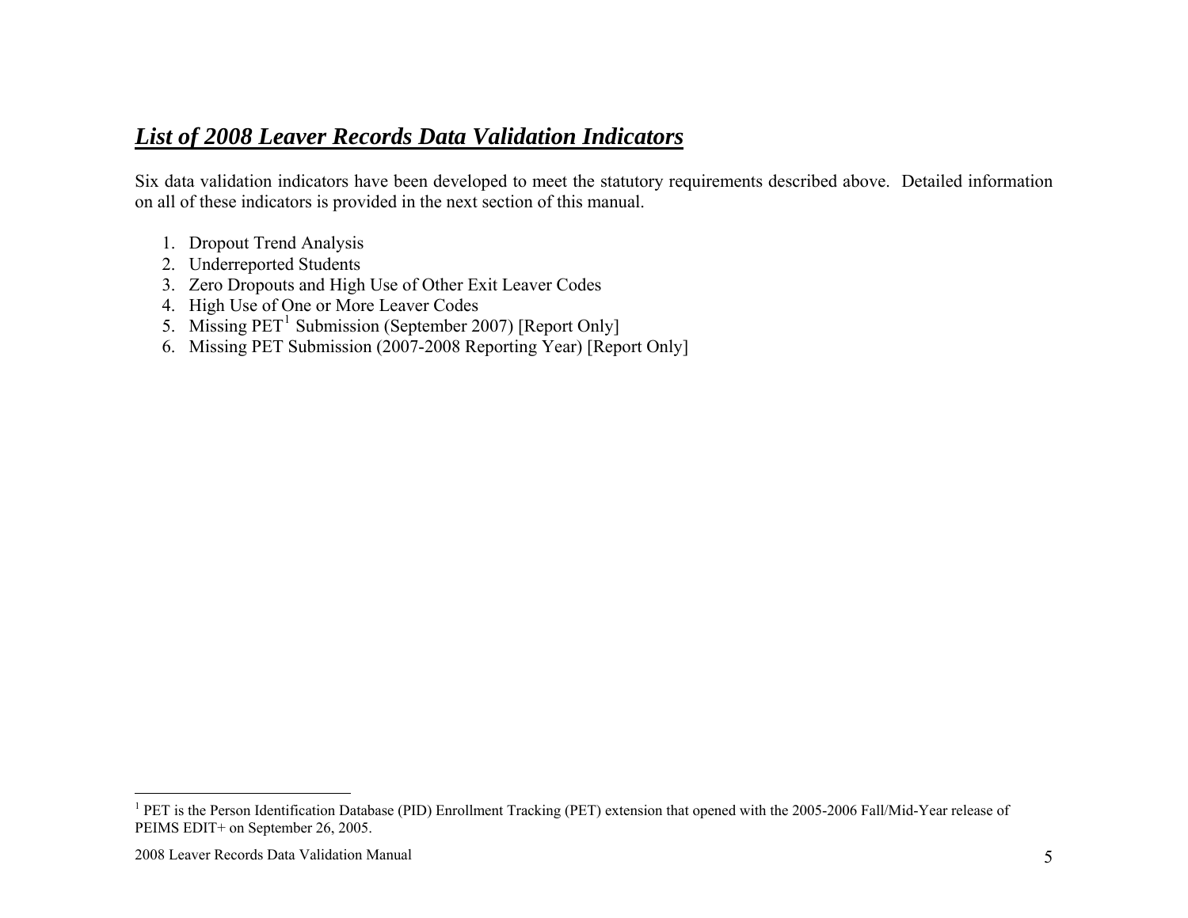## ***List of 2008 Leaver Records Data Validation Indicators***

Six data validation indicators have been developed to meet the statutory requirements described above. Detailed information on all of these indicators is provided in the next section of this manual.

1. Dropout Trend Analysis
2. Underreported Students
3. Zero Dropouts and High Use of Other Exit Leaver Codes
4. High Use of One or More Leaver Codes
5. Missing PET[1] Submission (September 2007) [Report Only]
6. Missing PET Submission (2007-2008 Reporting Year) [Report Only]

---

[1] PET is the Person Identification Database (PID) Enrollment Tracking (PET) extension that opened with the 2005-2006 Fall/Mid-Year release of PEIMS EDIT+ on September 26, 2005.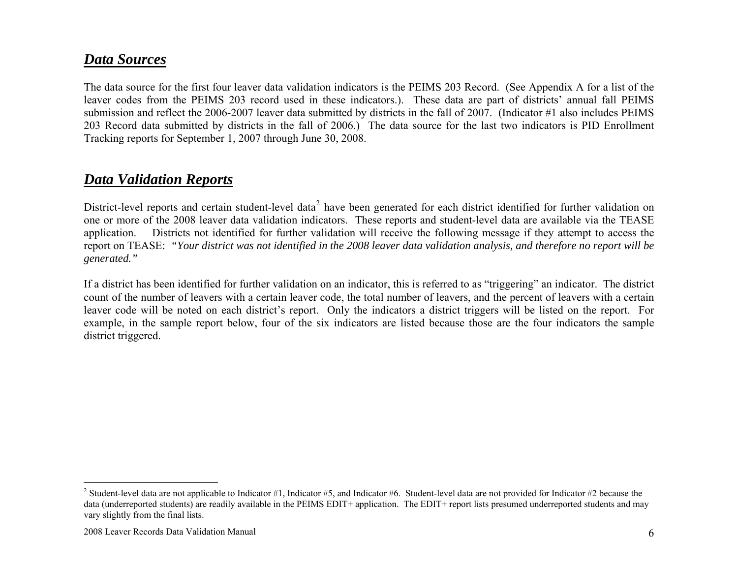## ***Data Sources***

The data source for the first four leaver data validation indicators is the PEIMS 203 Record. (See Appendix A for a list of the leaver codes from the PEIMS 203 record used in these indicators.). These data are part of districts' annual fall PEIMS submission and reflect the 2006-2007 leaver data submitted by districts in the fall of 2007. (Indicator #1 also includes PEIMS 203 Record data submitted by districts in the fall of 2006.) The data source for the last two indicators is PID Enrollment Tracking reports for September 1, 2007 through June 30, 2008.

## ***Data Validation Reports***

District-level reports and certain student-level data[2] have been generated for each district identified for further validation on one or more of the 2008 leaver data validation indicators. These reports and student-level data are available via the TEASE application. Districts not identified for further validation will receive the following message if they attempt to access the report on TEASE: *"Your district was not identified in the 2008 leaver data validation analysis, and therefore no report will be generated."*

If a district has been identified for further validation on an indicator, this is referred to as "triggering" an indicator. The district count of the number of leavers with a certain leaver code, the total number of leavers, and the percent of leavers with a certain leaver code will be noted on each district's report. Only the indicators a district triggers will be listed on the report. For example, in the sample report below, four of the six indicators are listed because those are the four indicators the sample district triggered.

---

[2] Student-level data are not applicable to Indicator #1, Indicator #5, and Indicator #6. Student-level data are not provided for Indicator #2 because the data (underreported students) are readily available in the PEIMS EDIT+ application. The EDIT+ report lists presumed underreported students and may vary slightly from the final lists.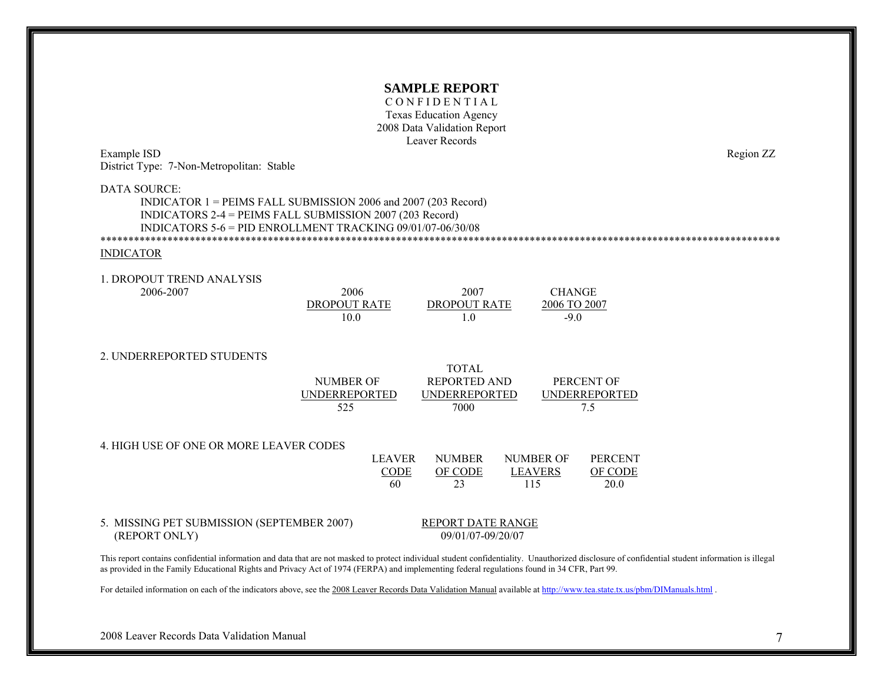**SAMPLE REPORT**

C O N F I D E N T I A L
Texas Education Agency
2008 Data Validation Report
Leaver Records

Example ISD — Region ZZ

District Type: 7-Non-Metropolitan: Stable

DATA SOURCE:

INDICATOR 1 = PEIMS FALL SUBMISSION 2006 and 2007 (203 Record)
INDICATORS 2-4 = PEIMS FALL SUBMISSION 2007 (203 Record)
INDICATORS 5-6 = PID ENROLLMENT TRACKING 09/01/07-06/30/08

*******************************************************************************************************************************

INDICATOR

1. DROPOUT TREND ANALYSIS

| 2006-2007 | 2006 DROPOUT RATE | 2007 DROPOUT RATE | CHANGE 2006 TO 2007 |
|---|---|---|---|
| | 10.0 | 1.0 | -9.0 |

2. UNDERREPORTED STUDENTS

| NUMBER OF UNDERREPORTED | TOTAL REPORTED AND UNDERREPORTED | PERCENT OF UNDERREPORTED |
|---|---|---|
| 525 | 7000 | 7.5 |

4. HIGH USE OF ONE OR MORE LEAVER CODES

| LEAVER CODE | NUMBER OF CODE | NUMBER OF LEAVERS | PERCENT OF CODE |
|---|---|---|---|
| 60 | 23 | 115 | 20.0 |

5. MISSING PET SUBMISSION (SEPTEMBER 2007) (REPORT ONLY)

| REPORT DATE RANGE |
|---|
| 09/01/07-09/20/07 |

This report contains confidential information and data that are not masked to protect individual student confidentiality. Unauthorized disclosure of confidential student information is illegal as provided in the Family Educational Rights and Privacy Act of 1974 (FERPA) and implementing federal regulations found in 34 CFR, Part 99.

For detailed information on each of the indicators above, see the 2008 Leaver Records Data Validation Manual available at http://www.tea.state.tx.us/pbm/DIManuals.html .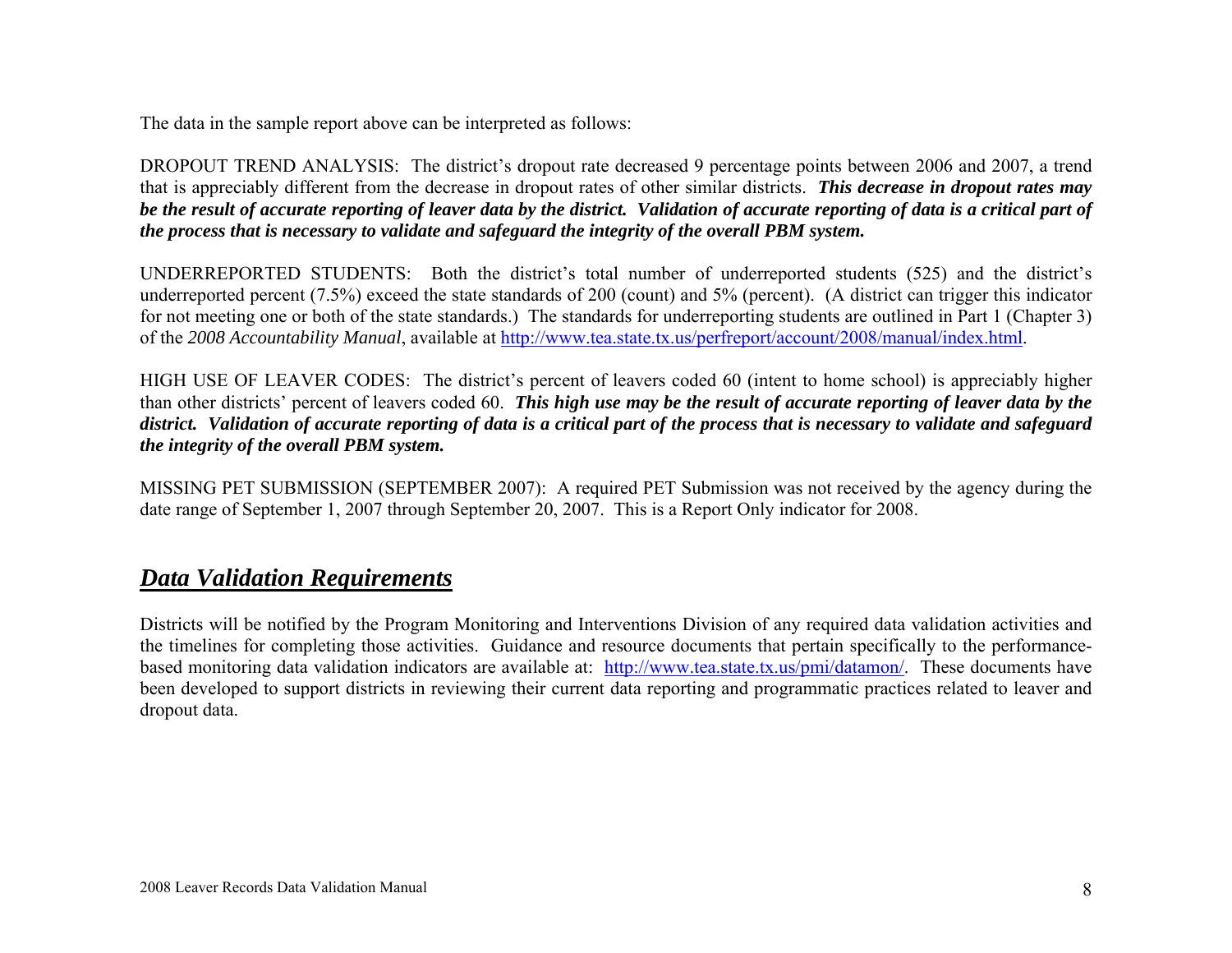The data in the sample report above can be interpreted as follows:

DROPOUT TREND ANALYSIS: The district's dropout rate decreased 9 percentage points between 2006 and 2007, a trend that is appreciably different from the decrease in dropout rates of other similar districts. ***This decrease in dropout rates may be the result of accurate reporting of leaver data by the district. Validation of accurate reporting of data is a critical part of the process that is necessary to validate and safeguard the integrity of the overall PBM system.***

UNDERREPORTED STUDENTS: Both the district's total number of underreported students (525) and the district's underreported percent (7.5%) exceed the state standards of 200 (count) and 5% (percent). (A district can trigger this indicator for not meeting one or both of the state standards.) The standards for underreporting students are outlined in Part 1 (Chapter 3) of the *2008 Accountability Manual*, available at http://www.tea.state.tx.us/perfreport/account/2008/manual/index.html.

HIGH USE OF LEAVER CODES: The district's percent of leavers coded 60 (intent to home school) is appreciably higher than other districts' percent of leavers coded 60. ***This high use may be the result of accurate reporting of leaver data by the district. Validation of accurate reporting of data is a critical part of the process that is necessary to validate and safeguard the integrity of the overall PBM system.***

MISSING PET SUBMISSION (SEPTEMBER 2007): A required PET Submission was not received by the agency during the date range of September 1, 2007 through September 20, 2007. This is a Report Only indicator for 2008.

## ***Data Validation Requirements***

Districts will be notified by the Program Monitoring and Interventions Division of any required data validation activities and the timelines for completing those activities. Guidance and resource documents that pertain specifically to the performance-based monitoring data validation indicators are available at: http://www.tea.state.tx.us/pmi/datamon/. These documents have been developed to support districts in reviewing their current data reporting and programmatic practices related to leaver and dropout data.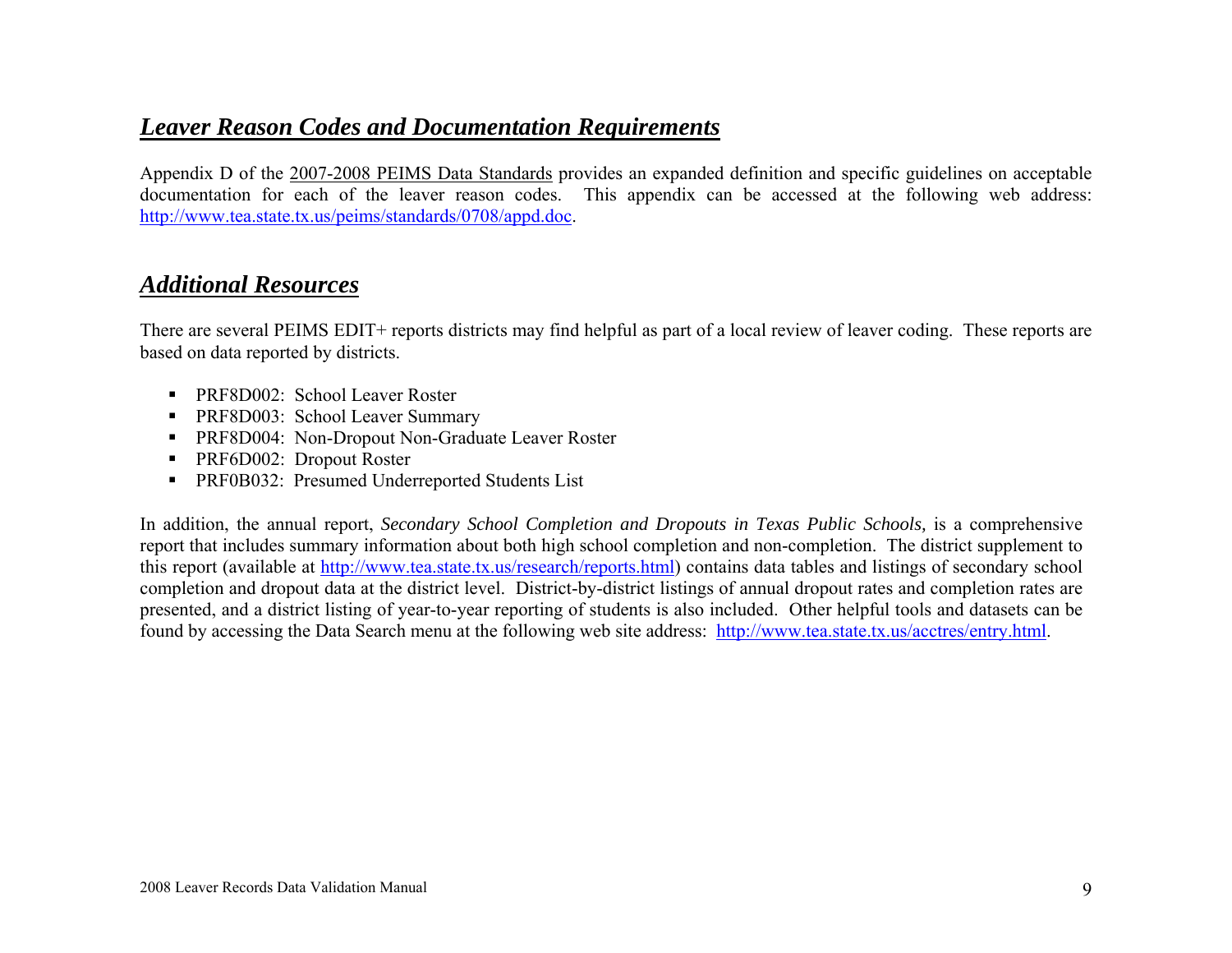## ***Leaver Reason Codes and Documentation Requirements***

Appendix D of the 2007-2008 PEIMS Data Standards provides an expanded definition and specific guidelines on acceptable documentation for each of the leaver reason codes. This appendix can be accessed at the following web address: http://www.tea.state.tx.us/peims/standards/0708/appd.doc.

## ***Additional Resources***

There are several PEIMS EDIT+ reports districts may find helpful as part of a local review of leaver coding. These reports are based on data reported by districts.

- PRF8D002: School Leaver Roster
- PRF8D003: School Leaver Summary
- PRF8D004: Non-Dropout Non-Graduate Leaver Roster
- PRF6D002: Dropout Roster
- PRF0B032: Presumed Underreported Students List

In addition, the annual report, *Secondary School Completion and Dropouts in Texas Public Schools,* is a comprehensive report that includes summary information about both high school completion and non-completion. The district supplement to this report (available at http://www.tea.state.tx.us/research/reports.html) contains data tables and listings of secondary school completion and dropout data at the district level. District-by-district listings of annual dropout rates and completion rates are presented, and a district listing of year-to-year reporting of students is also included. Other helpful tools and datasets can be found by accessing the Data Search menu at the following web site address: http://www.tea.state.tx.us/acctres/entry.html.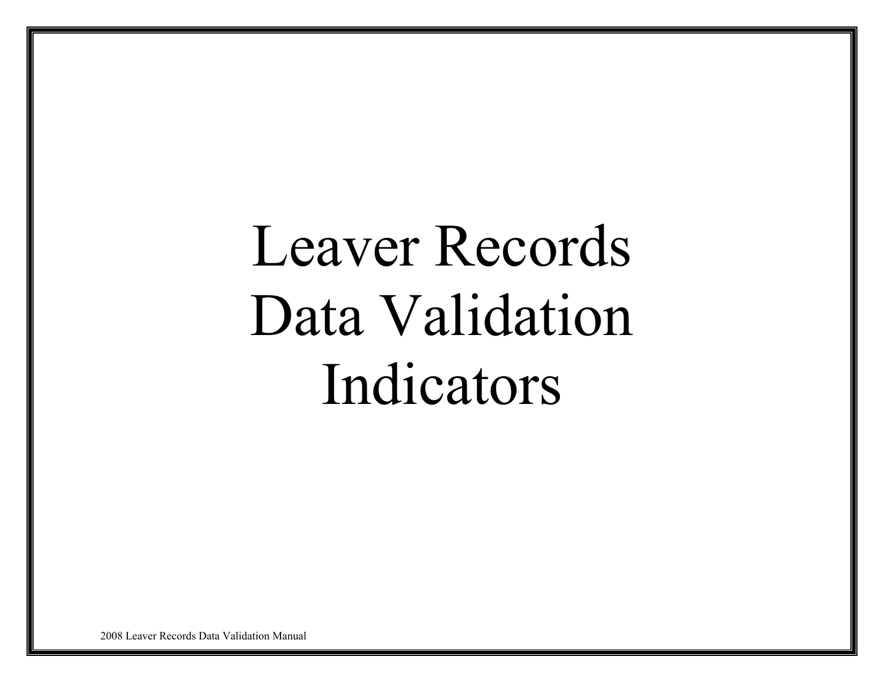# Leaver Records Data Validation Indicators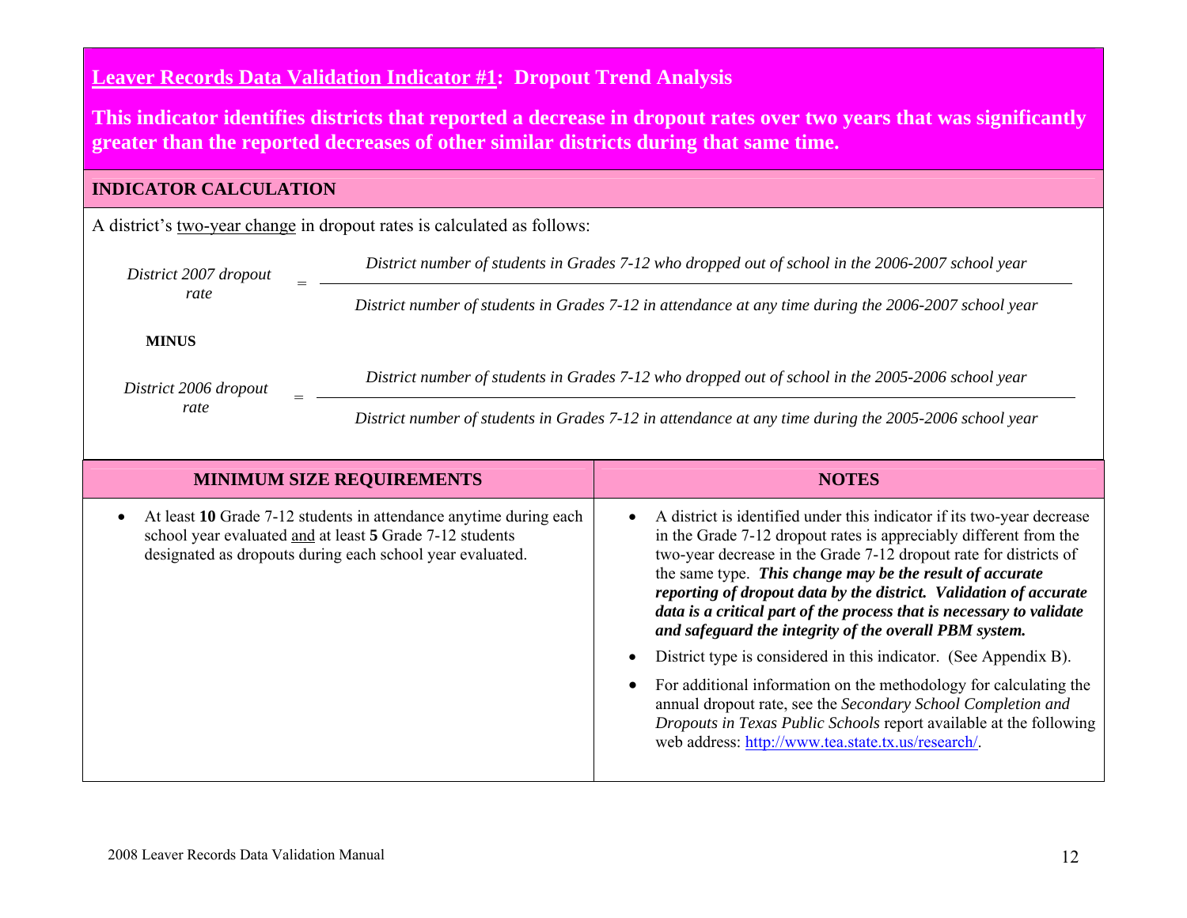## Leaver Records Data Validation Indicator #1: Dropout Trend Analysis

**This indicator identifies districts that reported a decrease in dropout rates over two years that was significantly greater than the reported decreases of other similar districts during that same time.**

### INDICATOR CALCULATION

A district's two-year change in dropout rates is calculated as follows:

$$\textit{District 2007 dropout rate} = \frac{\textit{District number of students in Grades 7-12 who dropped out of school in the 2006-2007 school year}}{\textit{District number of students in Grades 7-12 in attendance at any time during the 2006-2007 school year}}$$

**MINUS**

$$\textit{District 2006 dropout rate} = \frac{\textit{District number of students in Grades 7-12 who dropped out of school in the 2005-2006 school year}}{\textit{District number of students in Grades 7-12 in attendance at any time during the 2005-2006 school year}}$$

| MINIMUM SIZE REQUIREMENTS | NOTES |
|---|---|
| • At least **10** Grade 7-12 students in attendance anytime during each school year evaluated and at least **5** Grade 7-12 students designated as dropouts during each school year evaluated. | • A district is identified under this indicator if its two-year decrease in the Grade 7-12 dropout rates is appreciably different from the two-year decrease in the Grade 7-12 dropout rate for districts of the same type. ***This change may be the result of accurate reporting of dropout data by the district. Validation of accurate data is a critical part of the process that is necessary to validate and safeguard the integrity of the overall PBM system.***<br>• District type is considered in this indicator. (See Appendix B).<br>• For additional information on the methodology for calculating the annual dropout rate, see the *Secondary School Completion and Dropouts in Texas Public Schools* report available at the following web address: http://www.tea.state.tx.us/research/. |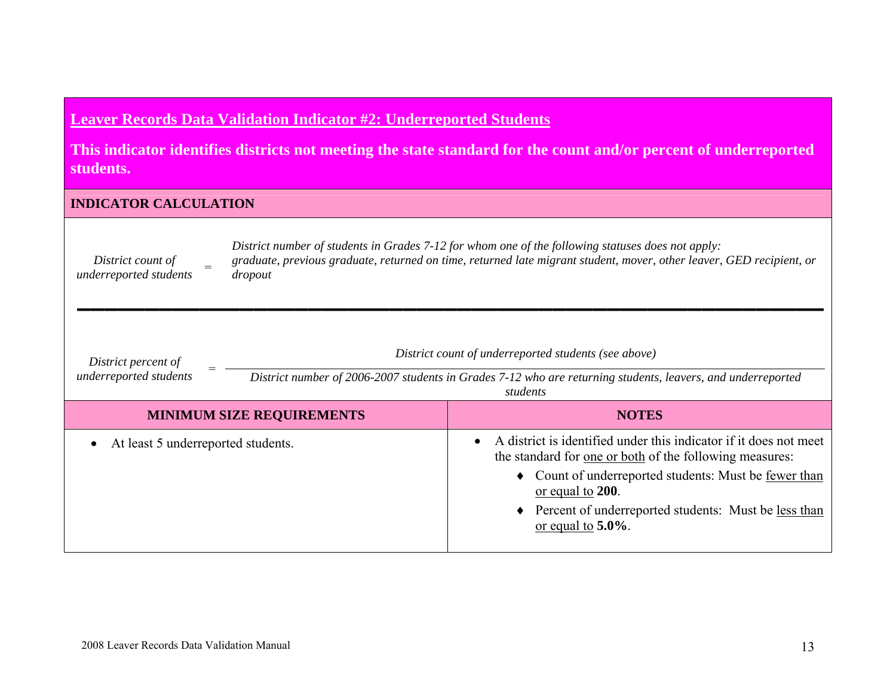## Leaver Records Data Validation Indicator #2: Underreported Students

**This indicator identifies districts not meeting the state standard for the count and/or percent of underreported students.**

### INDICATOR CALCULATION

*District count of underreported students* = *District number of students in Grades 7-12 for whom one of the following statuses does not apply: graduate, previous graduate, returned on time, returned late migrant student, mover, other leaver, GED recipient, or dropout*

---

$$\textit{District percent of underreported students} = \frac{\textit{District count of underreported students (see above)}}{\textit{District number of 2006-2007 students in Grades 7-12 who are returning students, leavers, and underreported students}}$$

| MINIMUM SIZE REQUIREMENTS | NOTES |
|---|---|
| • At least 5 underreported students. | • A district is identified under this indicator if it does not meet the standard for one or both of the following measures:<br>♦ Count of underreported students: Must be fewer than or equal to **200**.<br>♦ Percent of underreported students: Must be less than or equal to **5.0%**. |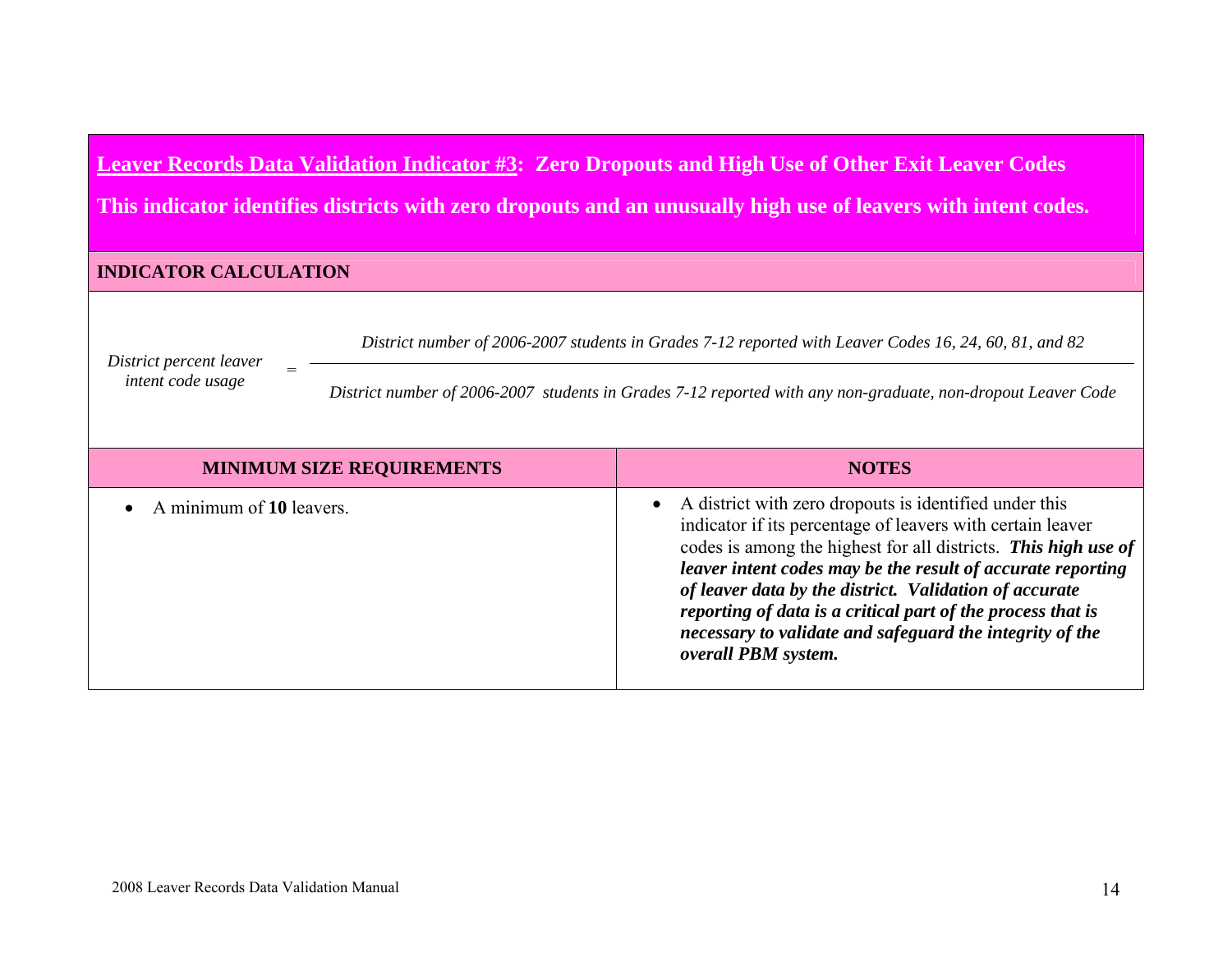## Leaver Records Data Validation Indicator #3: Zero Dropouts and High Use of Other Exit Leaver Codes

**This indicator identifies districts with zero dropouts and an unusually high use of leavers with intent codes.**

### INDICATOR CALCULATION

$$\textit{District percent leaver intent code usage} = \frac{\textit{District number of 2006-2007 students in Grades 7-12 reported with Leaver Codes 16, 24, 60, 81, and 82}}{\textit{District number of 2006-2007 students in Grades 7-12 reported with any non-graduate, non-dropout Leaver Code}}$$

| MINIMUM SIZE REQUIREMENTS | NOTES |
|---|---|
| • A minimum of **10** leavers. | • A district with zero dropouts is identified under this indicator if its percentage of leavers with certain leaver codes is among the highest for all districts. ***This high use of leaver intent codes may be the result of accurate reporting of leaver data by the district. Validation of accurate reporting of data is a critical part of the process that is necessary to validate and safeguard the integrity of the overall PBM system.*** |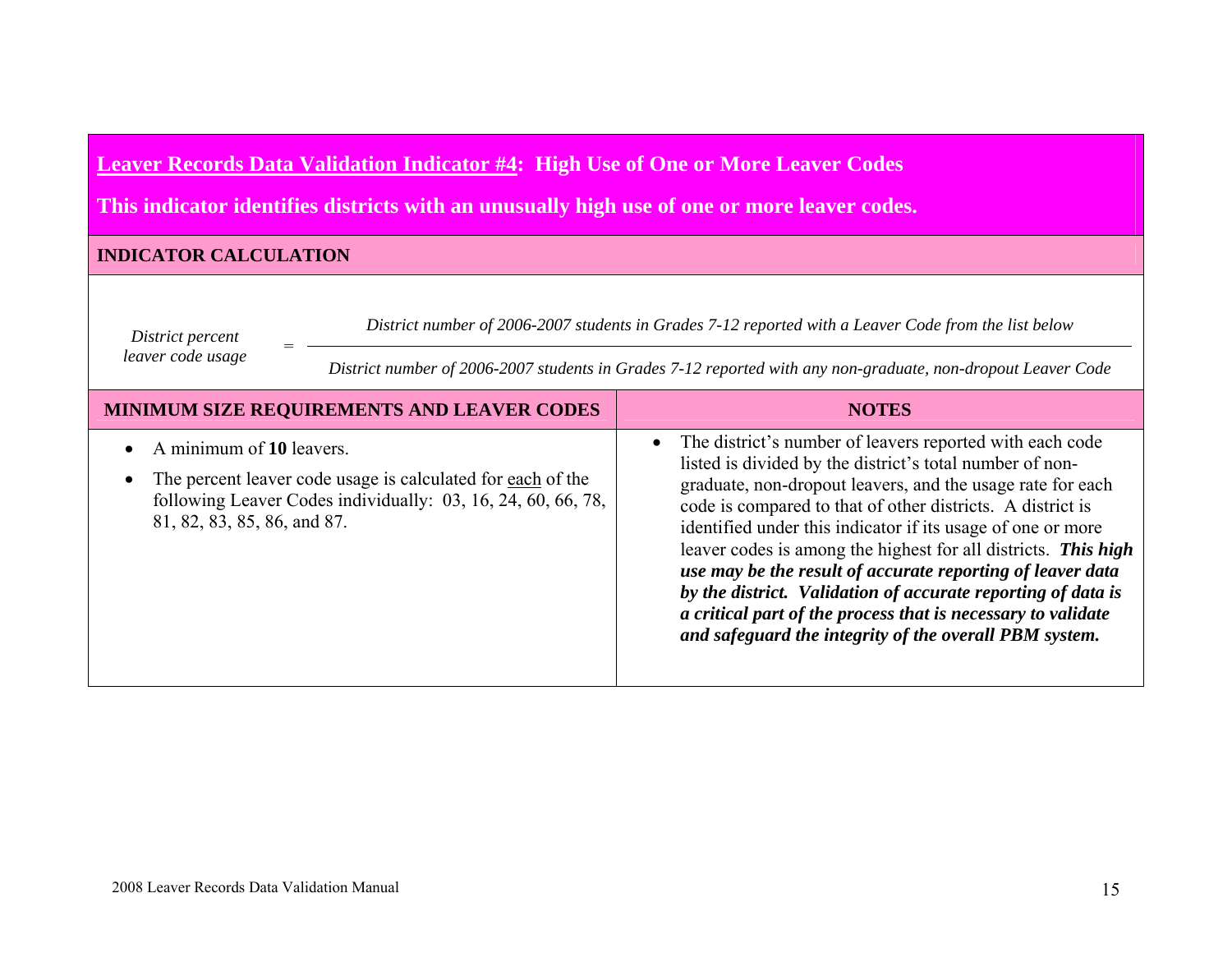## <u>Leaver Records Data Validation Indicator #4</u>: High Use of One or More Leaver Codes

**This indicator identifies districts with an unusually high use of one or more leaver codes.**

**INDICATOR CALCULATION**

$$\textit{District percent leaver code usage} = \frac{\textit{District number of 2006-2007 students in Grades 7-12 reported with a Leaver Code from the list below}}{\textit{District number of 2006-2007 students in Grades 7-12 reported with any non-graduate, non-dropout Leaver Code}}$$

| MINIMUM SIZE REQUIREMENTS AND LEAVER CODES | NOTES |
|---|---|
| • A minimum of **10** leavers.<br>• The percent leaver code usage is calculated for <u>each</u> of the following Leaver Codes individually: 03, 16, 24, 60, 66, 78, 81, 82, 83, 85, 86, and 87. | • The district's number of leavers reported with each code listed is divided by the district's total number of non-graduate, non-dropout leavers, and the usage rate for each code is compared to that of other districts. A district is identified under this indicator if its usage of one or more leaver codes is among the highest for all districts. ***This high use may be the result of accurate reporting of leaver data by the district. Validation of accurate reporting of data is a critical part of the process that is necessary to validate and safeguard the integrity of the overall PBM system.*** |

2008 Leaver Records Data Validation Manual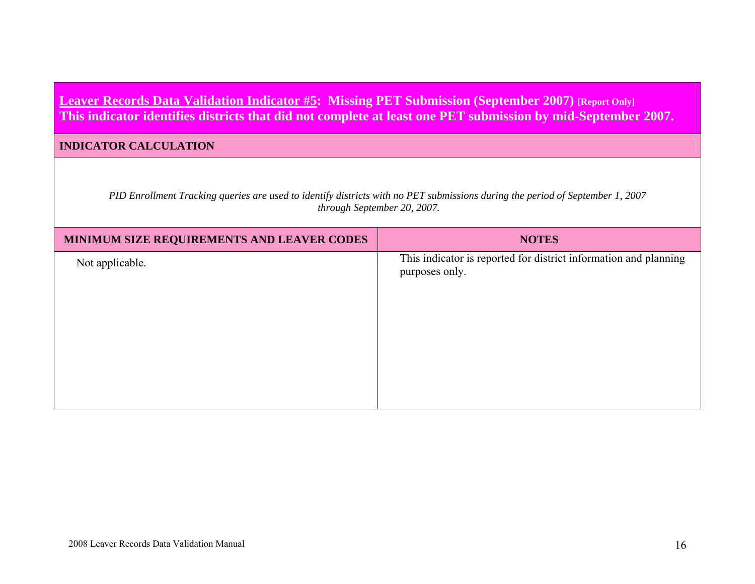## <u>Leaver Records Data Validation Indicator #5</u>: Missing PET Submission (September 2007) [Report Only]

**This indicator identifies districts that did not complete at least one PET submission by mid-September 2007.**

**INDICATOR CALCULATION**

*PID Enrollment Tracking queries are used to identify districts with no PET submissions during the period of September 1, 2007 through September 20, 2007.*

| MINIMUM SIZE REQUIREMENTS AND LEAVER CODES | NOTES |
|---|---|
| Not applicable. | This indicator is reported for district information and planning purposes only. |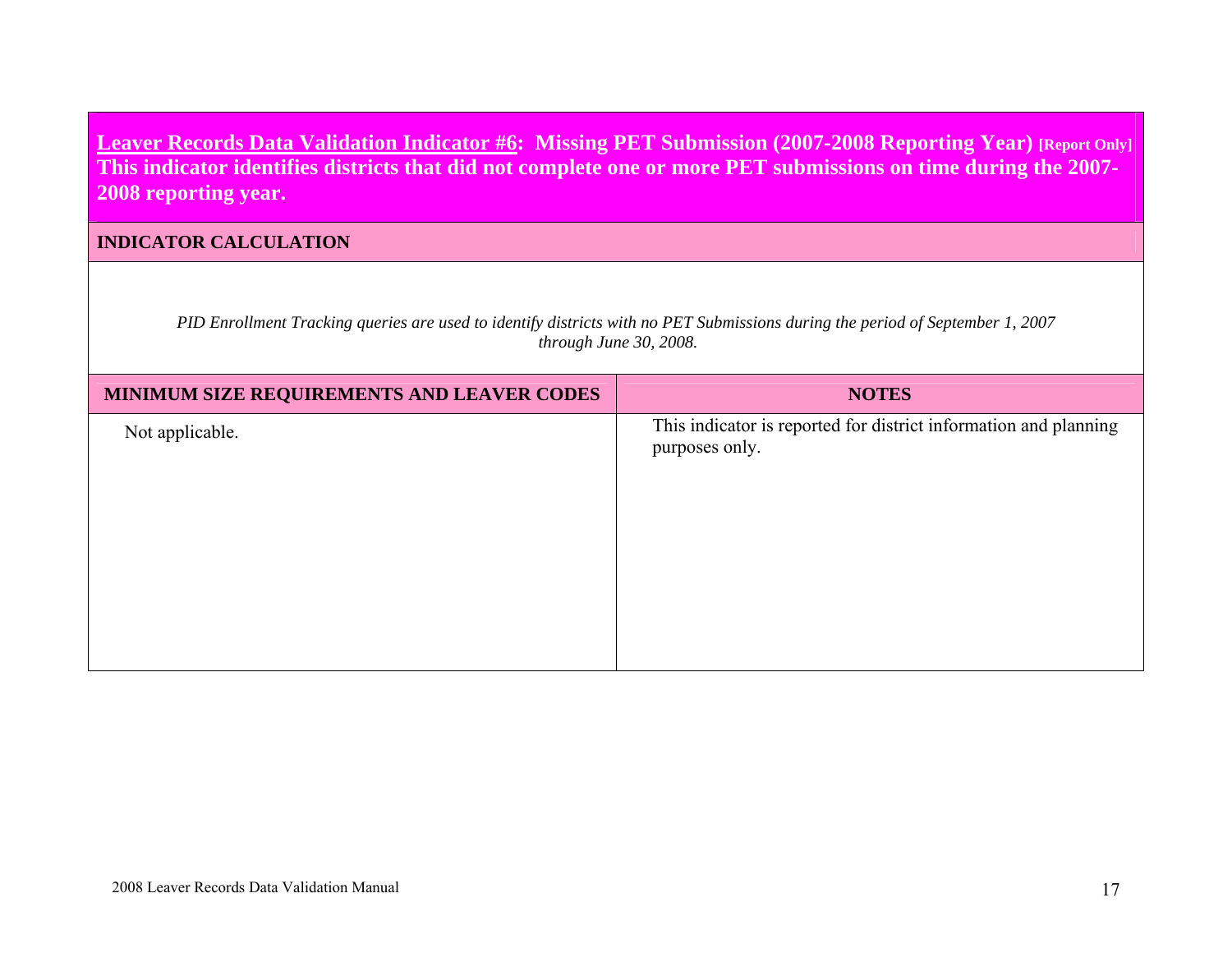## <u>Leaver Records Data Validation Indicator #6</u>: Missing PET Submission (2007-2008 Reporting Year) [Report Only]

**This indicator identifies districts that did not complete one or more PET submissions on time during the 2007-2008 reporting year.**

### INDICATOR CALCULATION

*PID Enrollment Tracking queries are used to identify districts with no PET Submissions during the period of September 1, 2007 through June 30, 2008.*

| MINIMUM SIZE REQUIREMENTS AND LEAVER CODES | NOTES |
|---|---|
| Not applicable. | This indicator is reported for district information and planning purposes only. |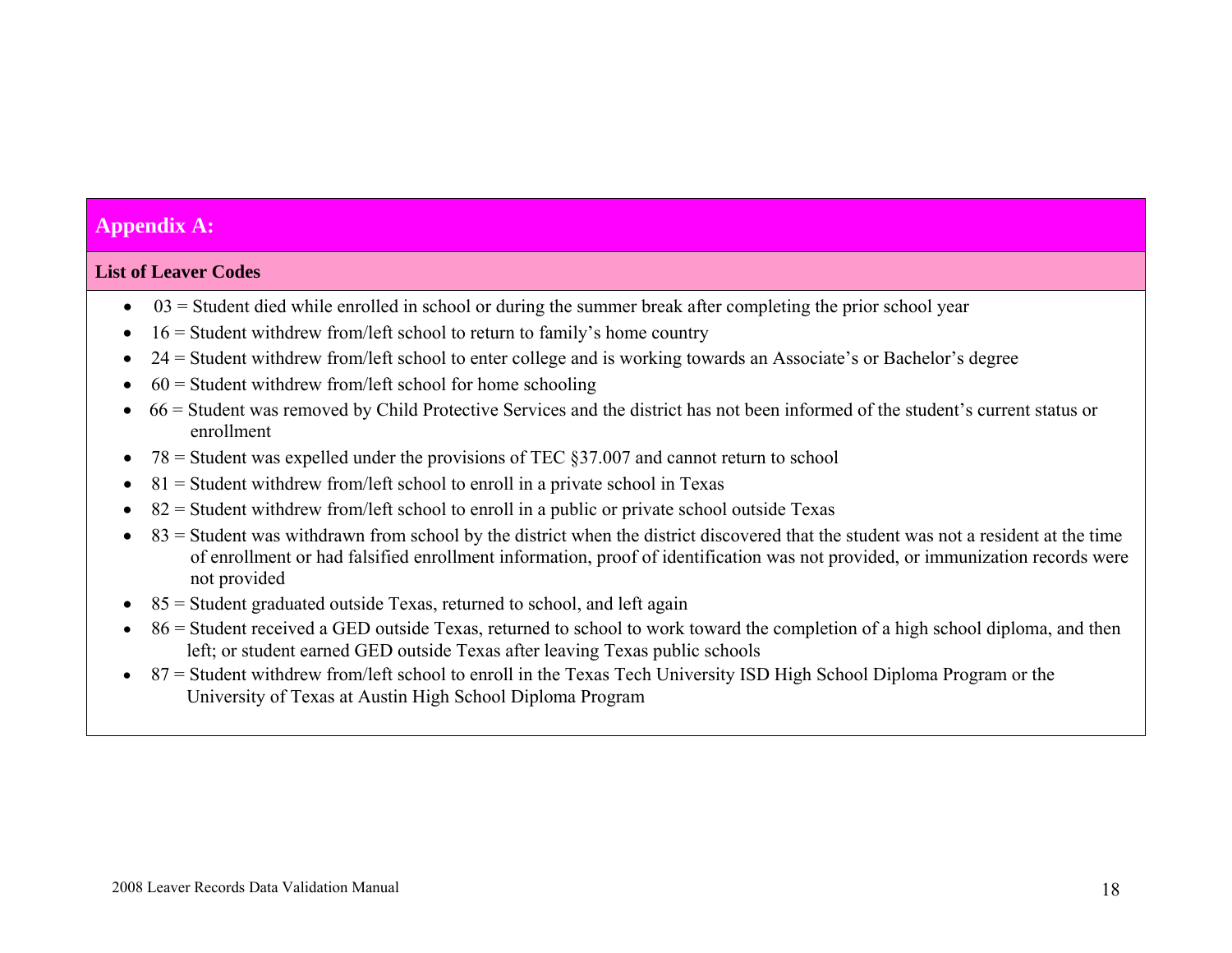## Appendix A:

### List of Leaver Codes

- 03 = Student died while enrolled in school or during the summer break after completing the prior school year
- 16 = Student withdrew from/left school to return to family's home country
- 24 = Student withdrew from/left school to enter college and is working towards an Associate's or Bachelor's degree
- 60 = Student withdrew from/left school for home schooling
- 66 = Student was removed by Child Protective Services and the district has not been informed of the student's current status or enrollment
- 78 = Student was expelled under the provisions of TEC §37.007 and cannot return to school
- 81 = Student withdrew from/left school to enroll in a private school in Texas
- 82 = Student withdrew from/left school to enroll in a public or private school outside Texas
- 83 = Student was withdrawn from school by the district when the district discovered that the student was not a resident at the time of enrollment or had falsified enrollment information, proof of identification was not provided, or immunization records were not provided
- 85 = Student graduated outside Texas, returned to school, and left again
- 86 = Student received a GED outside Texas, returned to school to work toward the completion of a high school diploma, and then left; or student earned GED outside Texas after leaving Texas public schools
- 87 = Student withdrew from/left school to enroll in the Texas Tech University ISD High School Diploma Program or the University of Texas at Austin High School Diploma Program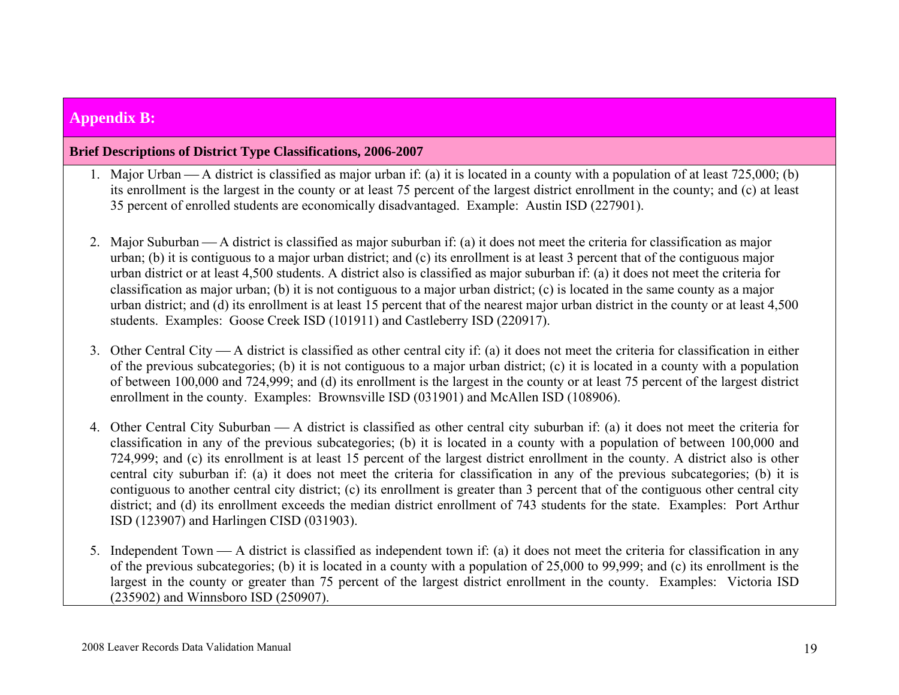## Appendix B:

**Brief Descriptions of District Type Classifications, 2006-2007**

1. Major Urban — A district is classified as major urban if: (a) it is located in a county with a population of at least 725,000; (b) its enrollment is the largest in the county or at least 75 percent of the largest district enrollment in the county; and (c) at least 35 percent of enrolled students are economically disadvantaged. Example: Austin ISD (227901).

2. Major Suburban — A district is classified as major suburban if: (a) it does not meet the criteria for classification as major urban; (b) it is contiguous to a major urban district; and (c) its enrollment is at least 3 percent that of the contiguous major urban district or at least 4,500 students. A district also is classified as major suburban if: (a) it does not meet the criteria for classification as major urban; (b) it is not contiguous to a major urban district; (c) is located in the same county as a major urban district; and (d) its enrollment is at least 15 percent that of the nearest major urban district in the county or at least 4,500 students. Examples: Goose Creek ISD (101911) and Castleberry ISD (220917).

3. Other Central City — A district is classified as other central city if: (a) it does not meet the criteria for classification in either of the previous subcategories; (b) it is not contiguous to a major urban district; (c) it is located in a county with a population of between 100,000 and 724,999; and (d) its enrollment is the largest in the county or at least 75 percent of the largest district enrollment in the county. Examples: Brownsville ISD (031901) and McAllen ISD (108906).

4. Other Central City Suburban — A district is classified as other central city suburban if: (a) it does not meet the criteria for classification in any of the previous subcategories; (b) it is located in a county with a population of between 100,000 and 724,999; and (c) its enrollment is at least 15 percent of the largest district enrollment in the county. A district also is other central city suburban if: (a) it does not meet the criteria for classification in any of the previous subcategories; (b) it is contiguous to another central city district; (c) its enrollment is greater than 3 percent that of the contiguous other central city district; and (d) its enrollment exceeds the median district enrollment of 743 students for the state. Examples: Port Arthur ISD (123907) and Harlingen CISD (031903).

5. Independent Town — A district is classified as independent town if: (a) it does not meet the criteria for classification in any of the previous subcategories; (b) it is located in a county with a population of 25,000 to 99,999; and (c) its enrollment is the largest in the county or greater than 75 percent of the largest district enrollment in the county. Examples: Victoria ISD (235902) and Winnsboro ISD (250907).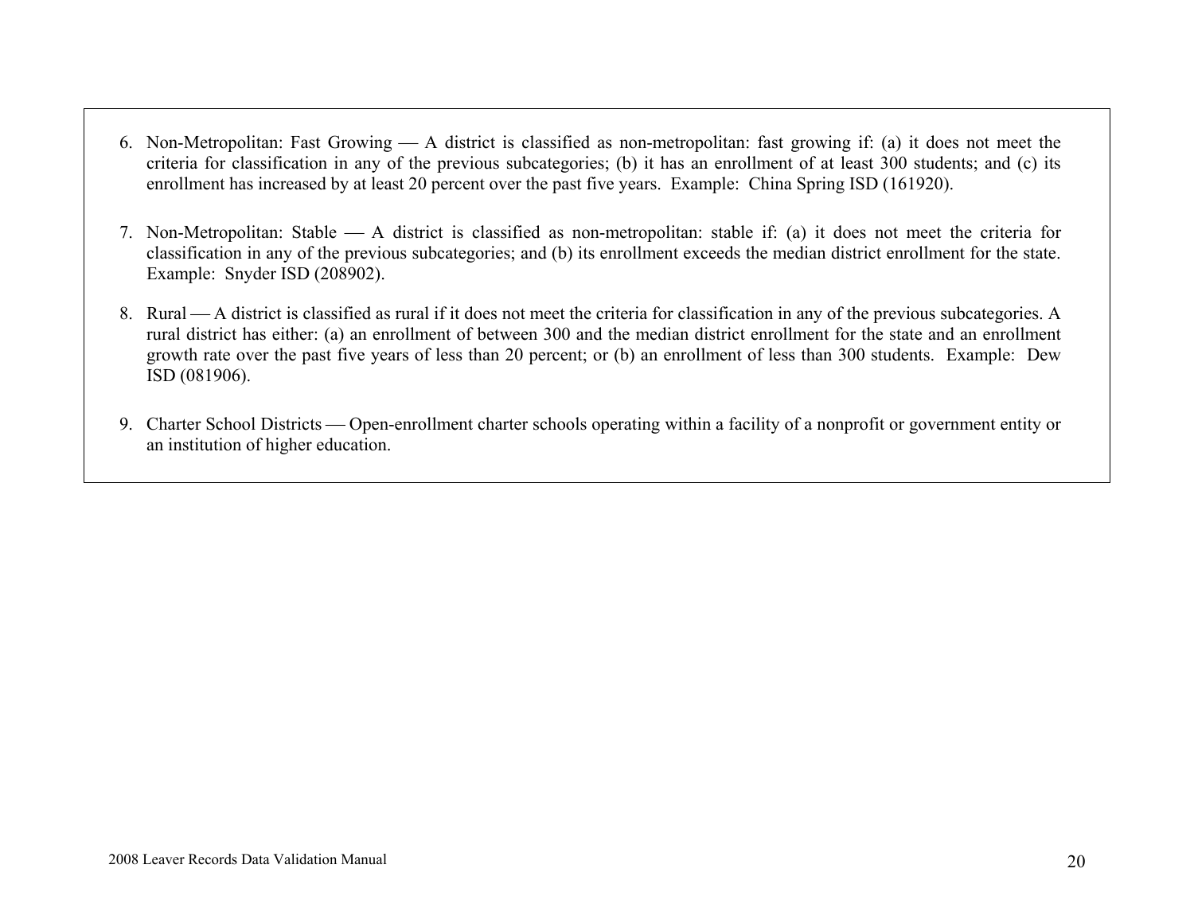6. Non-Metropolitan: Fast Growing — A district is classified as non-metropolitan: fast growing if: (a) it does not meet the criteria for classification in any of the previous subcategories; (b) it has an enrollment of at least 300 students; and (c) its enrollment has increased by at least 20 percent over the past five years. Example: China Spring ISD (161920).

7. Non-Metropolitan: Stable — A district is classified as non-metropolitan: stable if: (a) it does not meet the criteria for classification in any of the previous subcategories; and (b) its enrollment exceeds the median district enrollment for the state. Example: Snyder ISD (208902).

8. Rural — A district is classified as rural if it does not meet the criteria for classification in any of the previous subcategories. A rural district has either: (a) an enrollment of between 300 and the median district enrollment for the state and an enrollment growth rate over the past five years of less than 20 percent; or (b) an enrollment of less than 300 students. Example: Dew ISD (081906).

9. Charter School Districts — Open-enrollment charter schools operating within a facility of a nonprofit or government entity or an institution of higher education.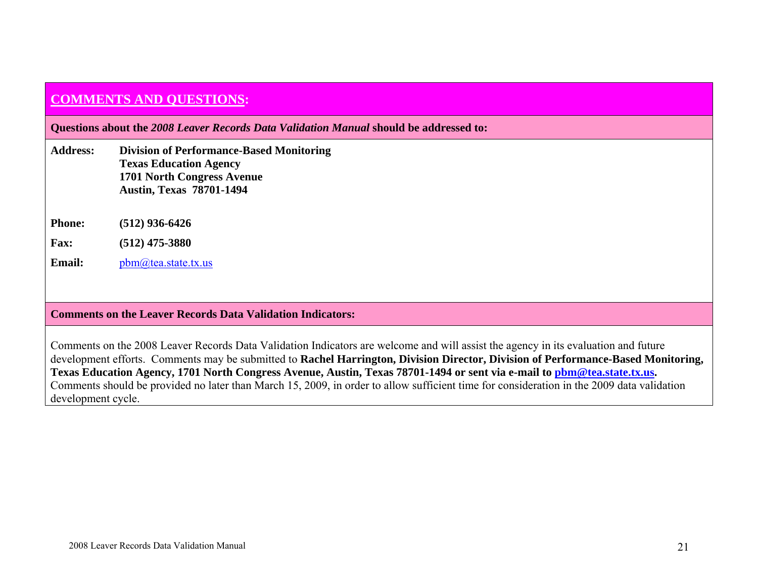## COMMENTS AND QUESTIONS:

**Questions about the *2008 Leaver Records Data Validation Manual* should be addressed to:**

**Address:** **Division of Performance-Based Monitoring**
**Texas Education Agency**
**1701 North Congress Avenue**
**Austin, Texas 78701-1494**

**Phone:** **(512) 936-6426**

**Fax:** **(512) 475-3880**

**Email:** pbm@tea.state.tx.us

**Comments on the Leaver Records Data Validation Indicators:**

Comments on the 2008 Leaver Records Data Validation Indicators are welcome and will assist the agency in its evaluation and future development efforts. Comments may be submitted to **Rachel Harrington, Division Director, Division of Performance-Based Monitoring, Texas Education Agency, 1701 North Congress Avenue, Austin, Texas 78701-1494 or sent via e-mail to pbm@tea.state.tx.us.** Comments should be provided no later than March 15, 2009, in order to allow sufficient time for consideration in the 2009 data validation development cycle.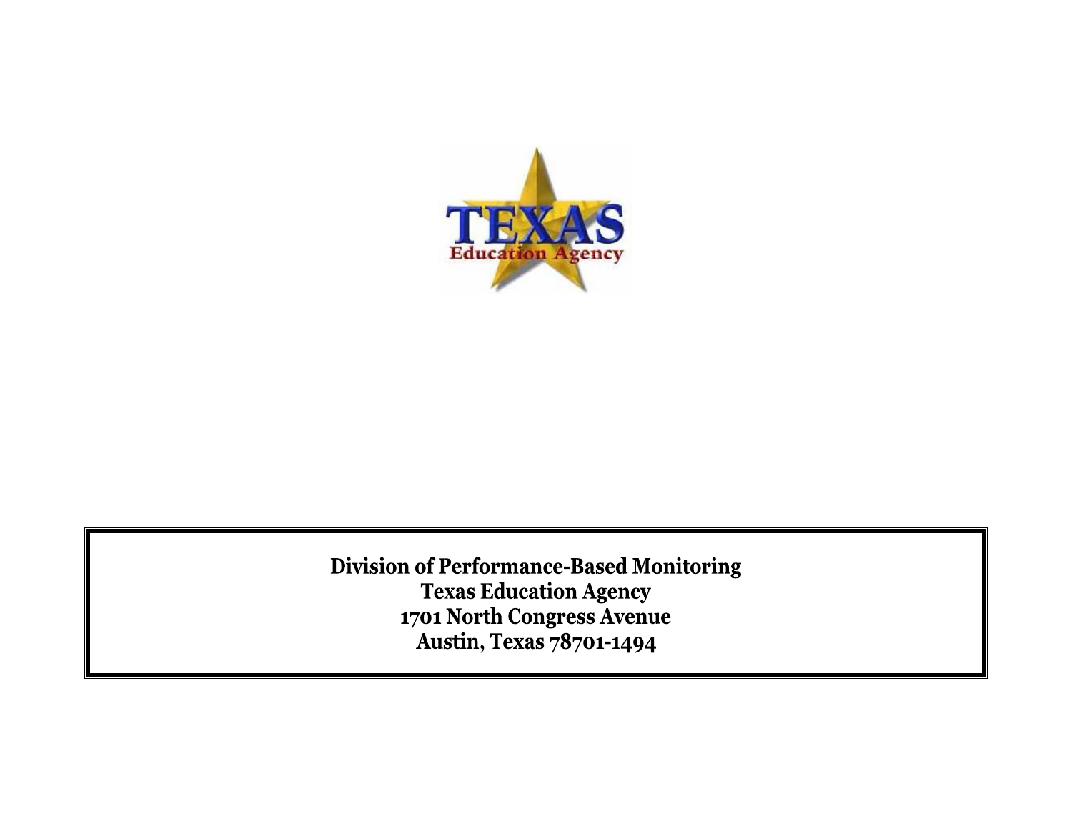**Division of Performance-Based Monitoring**
**Texas Education Agency**
**1701 North Congress Avenue**
**Austin, Texas 78701-1494**